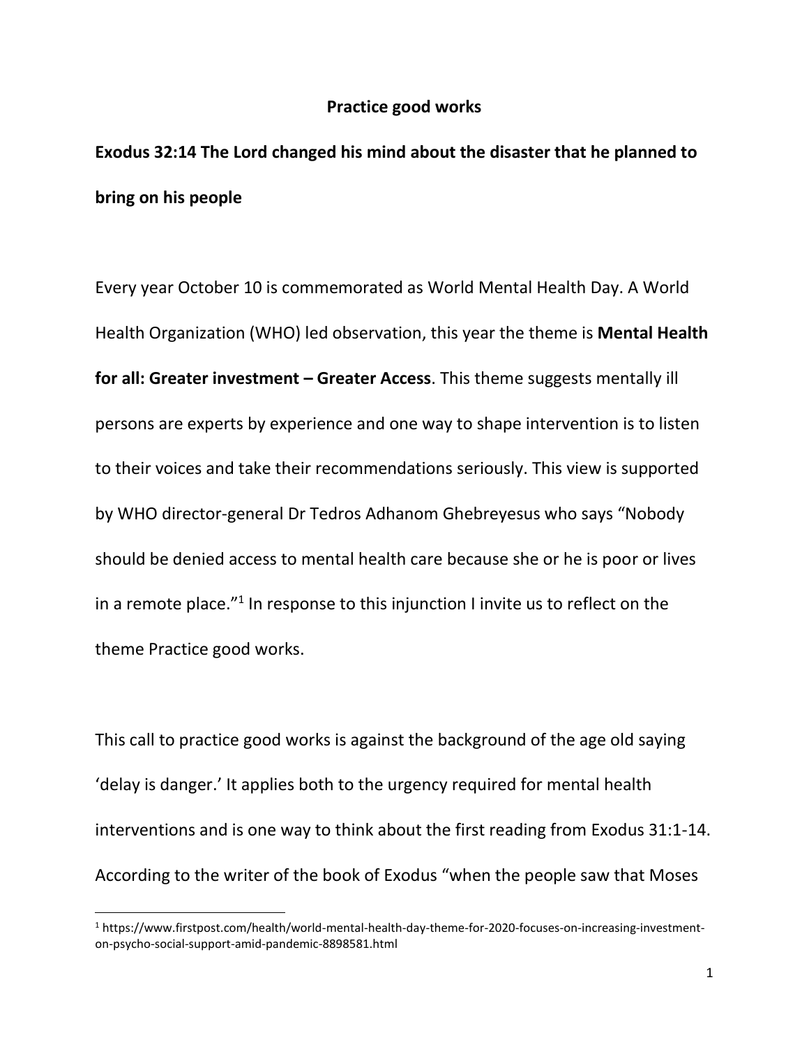# Practice good works

**Exodus 32:14 The Lord changed his mind about the disaster that he planned to bring on his people**

Every year October 10 is commemorated as World Mental Health Day. A World Health Organization (WHO) led observation, this year the theme is **Mental Health for all: Greater investment – Greater Access**. This theme suggests mentally ill persons are experts by experience and one way to shape intervention is to listen to their voices and take their recommendations seriously. This view is supported by WHO director-general Dr Tedros Adhanom Ghebreyesus who says "Nobody should be denied access to mental health care because she or he is poor or lives in a remote place."[1] In response to this injunction I invite us to reflect on the theme Practice good works.

This call to practice good works is against the background of the age old saying 'delay is danger.' It applies both to the urgency required for mental health interventions and is one way to think about the first reading from Exodus 31:1-14. According to the writer of the book of Exodus "when the people saw that Moses

[1] https://www.firstpost.com/health/world-mental-health-day-theme-for-2020-focuses-on-increasing-investment-on-psycho-social-support-amid-pandemic-8898581.html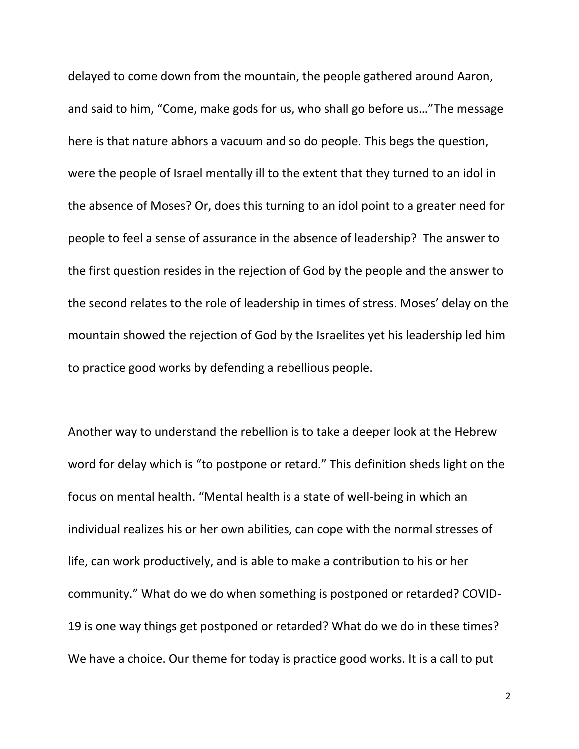delayed to come down from the mountain, the people gathered around Aaron, and said to him, “Come, make gods for us, who shall go before us…”The message here is that nature abhors a vacuum and so do people. This begs the question, were the people of Israel mentally ill to the extent that they turned to an idol in the absence of Moses? Or, does this turning to an idol point to a greater need for people to feel a sense of assurance in the absence of leadership? The answer to the first question resides in the rejection of God by the people and the answer to the second relates to the role of leadership in times of stress. Moses’ delay on the mountain showed the rejection of God by the Israelites yet his leadership led him to practice good works by defending a rebellious people.

Another way to understand the rebellion is to take a deeper look at the Hebrew word for delay which is “to postpone or retard.” This definition sheds light on the focus on mental health. “Mental health is a state of well-being in which an individual realizes his or her own abilities, can cope with the normal stresses of life, can work productively, and is able to make a contribution to his or her community.” What do we do when something is postponed or retarded? COVID-19 is one way things get postponed or retarded? What do we do in these times? We have a choice. Our theme for today is practice good works. It is a call to put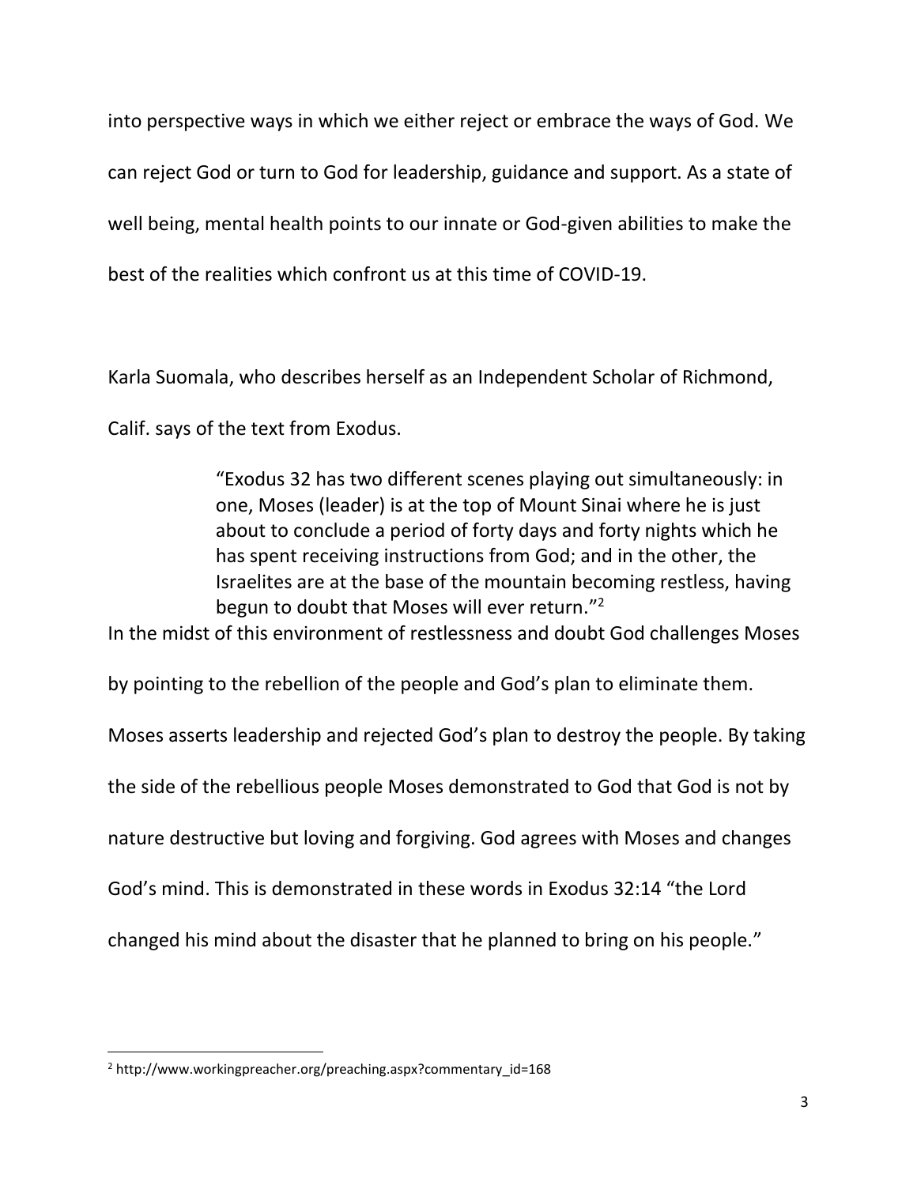into perspective ways in which we either reject or embrace the ways of God. We can reject God or turn to God for leadership, guidance and support. As a state of well being, mental health points to our innate or God-given abilities to make the best of the realities which confront us at this time of COVID-19.

Karla Suomala, who describes herself as an Independent Scholar of Richmond, Calif. says of the text from Exodus.

> "Exodus 32 has two different scenes playing out simultaneously: in one, Moses (leader) is at the top of Mount Sinai where he is just about to conclude a period of forty days and forty nights which he has spent receiving instructions from God; and in the other, the Israelites are at the base of the mountain becoming restless, having begun to doubt that Moses will ever return."[2]

In the midst of this environment of restlessness and doubt God challenges Moses by pointing to the rebellion of the people and God's plan to eliminate them. Moses asserts leadership and rejected God's plan to destroy the people. By taking the side of the rebellious people Moses demonstrated to God that God is not by nature destructive but loving and forgiving. God agrees with Moses and changes God's mind. This is demonstrated in these words in Exodus 32:14 "the Lord changed his mind about the disaster that he planned to bring on his people."

---

[2] http://www.workingpreacher.org/preaching.aspx?commentary_id=168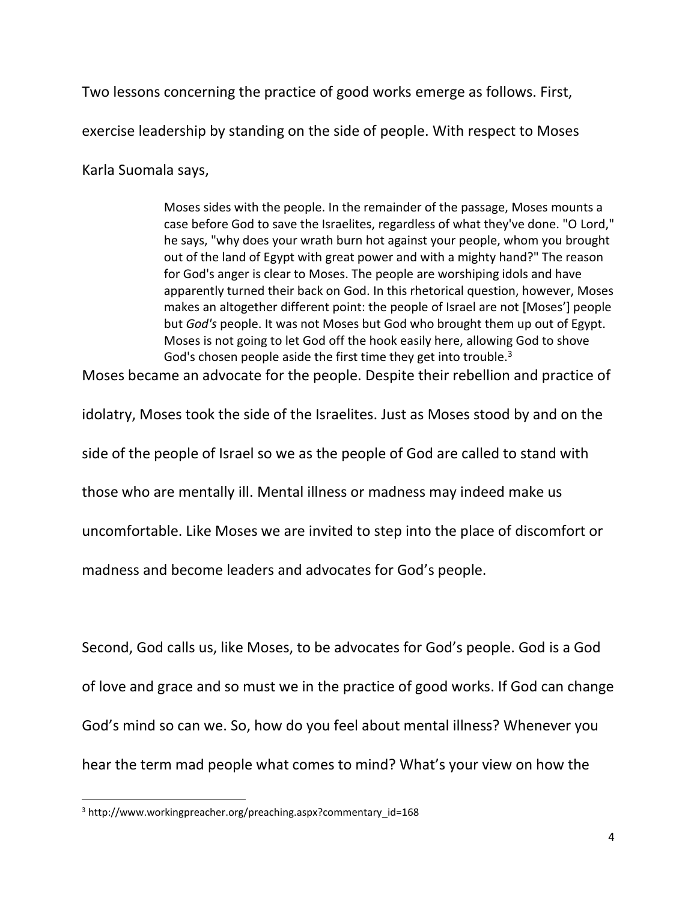Two lessons concerning the practice of good works emerge as follows. First, exercise leadership by standing on the side of people. With respect to Moses Karla Suomala says,

> Moses sides with the people. In the remainder of the passage, Moses mounts a case before God to save the Israelites, regardless of what they've done. "O Lord," he says, "why does your wrath burn hot against your people, whom you brought out of the land of Egypt with great power and with a mighty hand?" The reason for God's anger is clear to Moses. The people are worshiping idols and have apparently turned their back on God. In this rhetorical question, however, Moses makes an altogether different point: the people of Israel are not [Moses'] people but *God's* people. It was not Moses but God who brought them up out of Egypt. Moses is not going to let God off the hook easily here, allowing God to shove God's chosen people aside the first time they get into trouble.[3]

Moses became an advocate for the people. Despite their rebellion and practice of idolatry, Moses took the side of the Israelites. Just as Moses stood by and on the side of the people of Israel so we as the people of God are called to stand with those who are mentally ill. Mental illness or madness may indeed make us uncomfortable. Like Moses we are invited to step into the place of discomfort or madness and become leaders and advocates for God's people.

Second, God calls us, like Moses, to be advocates for God's people. God is a God of love and grace and so must we in the practice of good works. If God can change God's mind so can we. So, how do you feel about mental illness? Whenever you hear the term mad people what comes to mind? What's your view on how the

[3] http://www.workingpreacher.org/preaching.aspx?commentary_id=168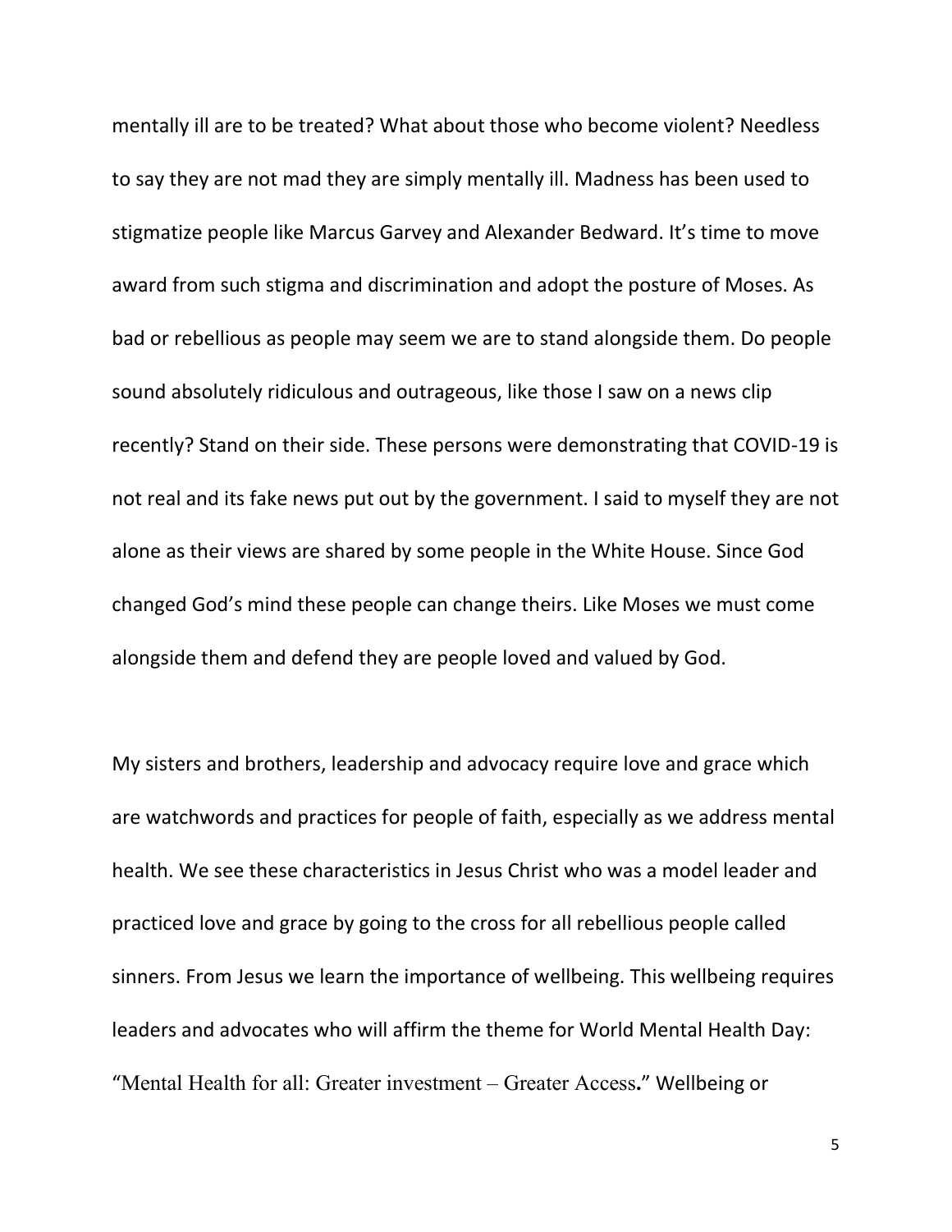mentally ill are to be treated? What about those who become violent? Needless to say they are not mad they are simply mentally ill. Madness has been used to stigmatize people like Marcus Garvey and Alexander Bedward. It's time to move award from such stigma and discrimination and adopt the posture of Moses. As bad or rebellious as people may seem we are to stand alongside them. Do people sound absolutely ridiculous and outrageous, like those I saw on a news clip recently? Stand on their side. These persons were demonstrating that COVID-19 is not real and its fake news put out by the government. I said to myself they are not alone as their views are shared by some people in the White House. Since God changed God's mind these people can change theirs. Like Moses we must come alongside them and defend they are people loved and valued by God.

My sisters and brothers, leadership and advocacy require love and grace which are watchwords and practices for people of faith, especially as we address mental health. We see these characteristics in Jesus Christ who was a model leader and practiced love and grace by going to the cross for all rebellious people called sinners. From Jesus we learn the importance of wellbeing. This wellbeing requires leaders and advocates who will affirm the theme for World Mental Health Day: "Mental Health for all: Greater investment – Greater Access**.**" Wellbeing or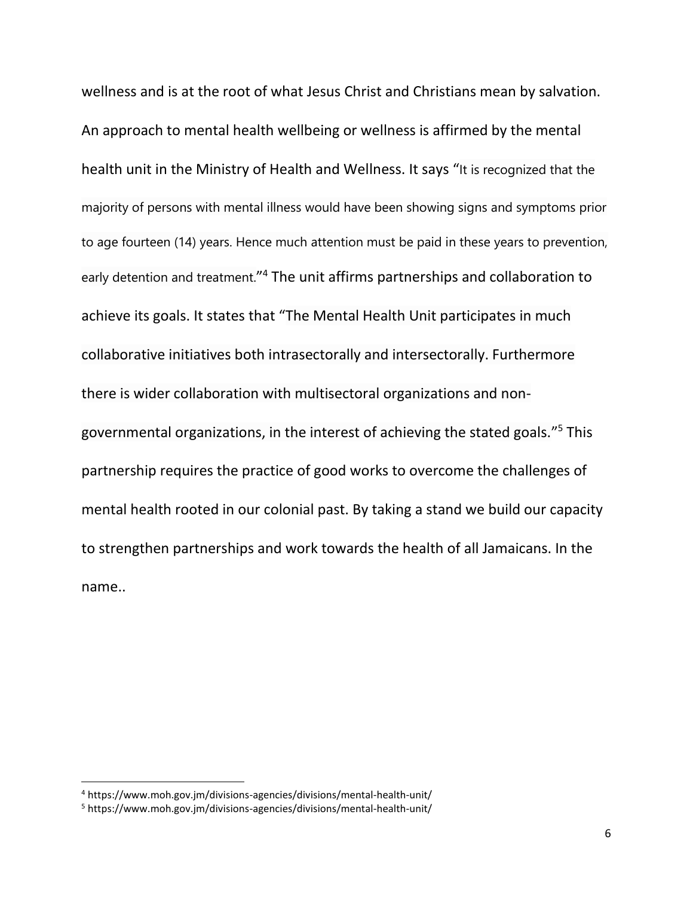wellness and is at the root of what Jesus Christ and Christians mean by salvation. An approach to mental health wellbeing or wellness is affirmed by the mental health unit in the Ministry of Health and Wellness. It says "It is recognized that the majority of persons with mental illness would have been showing signs and symptoms prior to age fourteen (14) years. Hence much attention must be paid in these years to prevention, early detention and treatment."[4] The unit affirms partnerships and collaboration to achieve its goals. It states that "The Mental Health Unit participates in much collaborative initiatives both intrasectorally and intersectorally. Furthermore there is wider collaboration with multisectoral organizations and non-governmental organizations, in the interest of achieving the stated goals."[5] This partnership requires the practice of good works to overcome the challenges of mental health rooted in our colonial past. By taking a stand we build our capacity to strengthen partnerships and work towards the health of all Jamaicans. In the name..

---

[4] https://www.moh.gov.jm/divisions-agencies/divisions/mental-health-unit/

[5] https://www.moh.gov.jm/divisions-agencies/divisions/mental-health-unit/